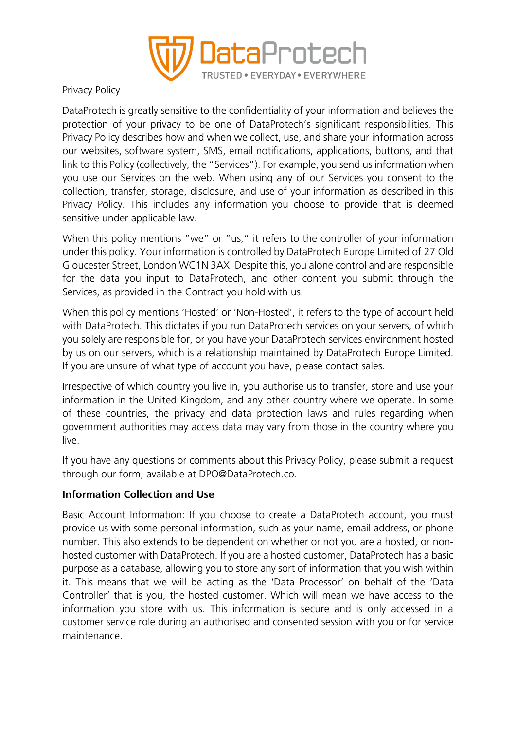Privacy Policy

DataProtech is greatly sensitive to the confidentiality of your information and believes the protection of your privacy to be one of DataProtech's significant responsibilities. This Privacy Policy describes how and when we collect, use, and share your information across our websites, software system, SMS, email notifications, applications, buttons, and that link to this Policy (collectively, the "Services"). For example, you send us information when you use our Services on the web. When using any of our Services you consent to the collection, transfer, storage, disclosure, and use of your information as described in this Privacy Policy. This includes any information you choose to provide that is deemed sensitive under applicable law.

When this policy mentions "we" or "us," it refers to the controller of your information under this policy. Your information is controlled by DataProtech Europe Limited of 27 Old Gloucester Street, London WC1N 3AX. Despite this, you alone control and are responsible for the data you input to DataProtech, and other content you submit through the Services, as provided in the Contract you hold with us.

When this policy mentions 'Hosted' or 'Non-Hosted', it refers to the type of account held with DataProtech. This dictates if you run DataProtech services on your servers, of which you solely are responsible for, or you have your DataProtech services environment hosted by us on our servers, which is a relationship maintained by DataProtech Europe Limited. If you are unsure of what type of account you have, please contact sales.

Irrespective of which country you live in, you authorise us to transfer, store and use your information in the United Kingdom, and any other country where we operate. In some of these countries, the privacy and data protection laws and rules regarding when government authorities may access data may vary from those in the country where you live.

If you have any questions or comments about this Privacy Policy, please submit a request through our form, available at DPO@DataProtech.co.

**Information Collection and Use**

Basic Account Information: If you choose to create a DataProtech account, you must provide us with some personal information, such as your name, email address, or phone number. This also extends to be dependent on whether or not you are a hosted, or non-hosted customer with DataProtech. If you are a hosted customer, DataProtech has a basic purpose as a database, allowing you to store any sort of information that you wish within it. This means that we will be acting as the 'Data Processor' on behalf of the 'Data Controller' that is you, the hosted customer. Which will mean we have access to the information you store with us. This information is secure and is only accessed in a customer service role during an authorised and consented session with you or for service maintenance.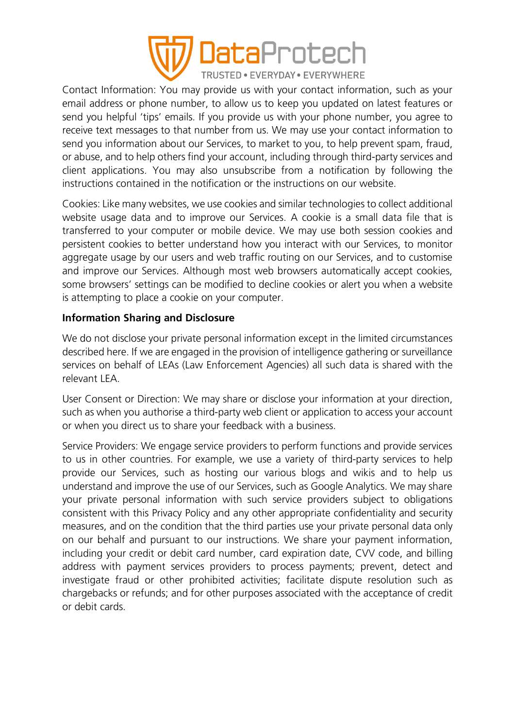Contact Information: You may provide us with your contact information, such as your email address or phone number, to allow us to keep you updated on latest features or send you helpful 'tips' emails. If you provide us with your phone number, you agree to receive text messages to that number from us. We may use your contact information to send you information about our Services, to market to you, to help prevent spam, fraud, or abuse, and to help others find your account, including through third-party services and client applications. You may also unsubscribe from a notification by following the instructions contained in the notification or the instructions on our website.

Cookies: Like many websites, we use cookies and similar technologies to collect additional website usage data and to improve our Services. A cookie is a small data file that is transferred to your computer or mobile device. We may use both session cookies and persistent cookies to better understand how you interact with our Services, to monitor aggregate usage by our users and web traffic routing on our Services, and to customise and improve our Services. Although most web browsers automatically accept cookies, some browsers' settings can be modified to decline cookies or alert you when a website is attempting to place a cookie on your computer.

**Information Sharing and Disclosure**

We do not disclose your private personal information except in the limited circumstances described here. If we are engaged in the provision of intelligence gathering or surveillance services on behalf of LEAs (Law Enforcement Agencies) all such data is shared with the relevant LEA.

User Consent or Direction: We may share or disclose your information at your direction, such as when you authorise a third-party web client or application to access your account or when you direct us to share your feedback with a business.

Service Providers: We engage service providers to perform functions and provide services to us in other countries. For example, we use a variety of third-party services to help provide our Services, such as hosting our various blogs and wikis and to help us understand and improve the use of our Services, such as Google Analytics. We may share your private personal information with such service providers subject to obligations consistent with this Privacy Policy and any other appropriate confidentiality and security measures, and on the condition that the third parties use your private personal data only on our behalf and pursuant to our instructions. We share your payment information, including your credit or debit card number, card expiration date, CVV code, and billing address with payment services providers to process payments; prevent, detect and investigate fraud or other prohibited activities; facilitate dispute resolution such as chargebacks or refunds; and for other purposes associated with the acceptance of credit or debit cards.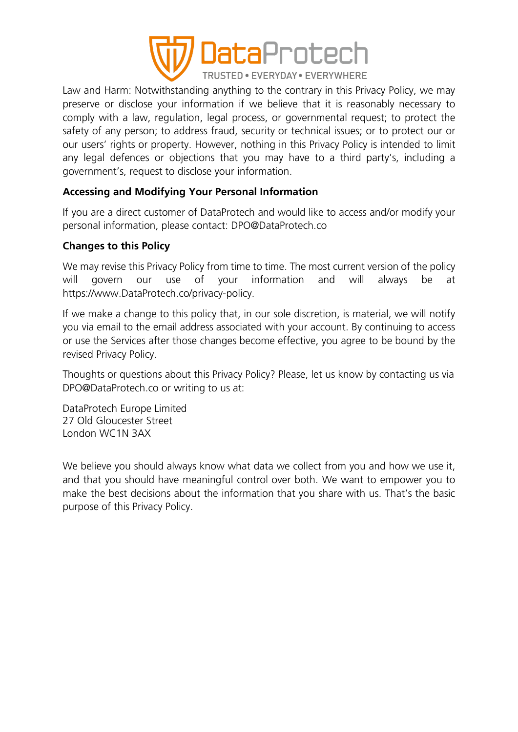Law and Harm: Notwithstanding anything to the contrary in this Privacy Policy, we may preserve or disclose your information if we believe that it is reasonably necessary to comply with a law, regulation, legal process, or governmental request; to protect the safety of any person; to address fraud, security or technical issues; or to protect our or our users' rights or property. However, nothing in this Privacy Policy is intended to limit any legal defences or objections that you may have to a third party's, including a government's, request to disclose your information.

**Accessing and Modifying Your Personal Information**

If you are a direct customer of DataProtech and would like to access and/or modify your personal information, please contact: DPO@DataProtech.co

**Changes to this Policy**

We may revise this Privacy Policy from time to time. The most current version of the policy will govern our use of your information and will always be at https://www.DataProtech.co/privacy-policy.

If we make a change to this policy that, in our sole discretion, is material, we will notify you via email to the email address associated with your account. By continuing to access or use the Services after those changes become effective, you agree to be bound by the revised Privacy Policy.

Thoughts or questions about this Privacy Policy? Please, let us know by contacting us via DPO@DataProtech.co or writing to us at:

DataProtech Europe Limited
27 Old Gloucester Street
London WC1N 3AX

We believe you should always know what data we collect from you and how we use it, and that you should have meaningful control over both. We want to empower you to make the best decisions about the information that you share with us. That's the basic purpose of this Privacy Policy.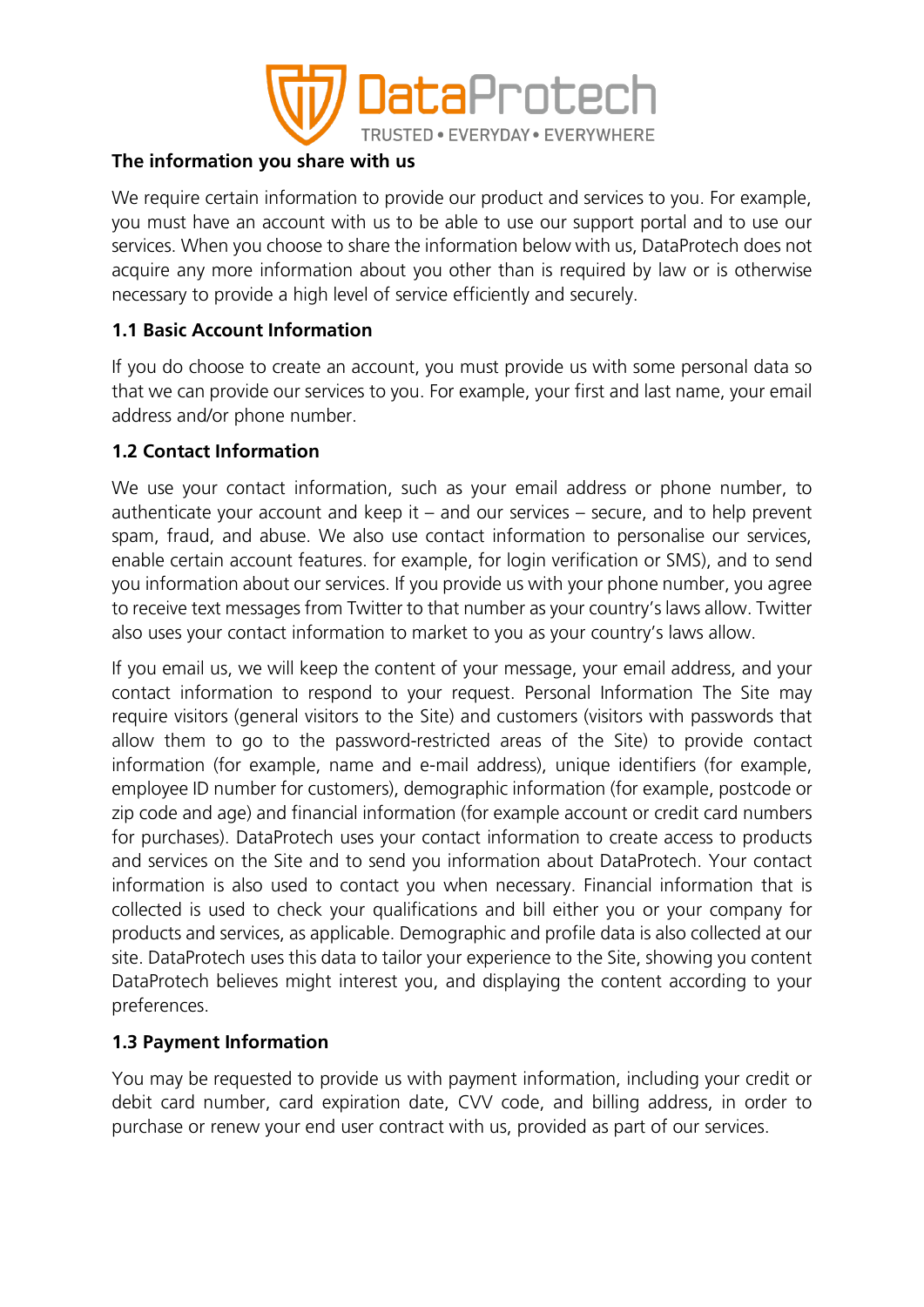## The information you share with us

We require certain information to provide our product and services to you. For example, you must have an account with us to be able to use our support portal and to use our services. When you choose to share the information below with us, DataProtech does not acquire any more information about you other than is required by law or is otherwise necessary to provide a high level of service efficiently and securely.

### 1.1 Basic Account Information

If you do choose to create an account, you must provide us with some personal data so that we can provide our services to you. For example, your first and last name, your email address and/or phone number.

### 1.2 Contact Information

We use your contact information, such as your email address or phone number, to authenticate your account and keep it – and our services – secure, and to help prevent spam, fraud, and abuse. We also use contact information to personalise our services, enable certain account features. for example, for login verification or SMS), and to send you information about our services. If you provide us with your phone number, you agree to receive text messages from Twitter to that number as your country's laws allow. Twitter also uses your contact information to market to you as your country's laws allow.

If you email us, we will keep the content of your message, your email address, and your contact information to respond to your request. Personal Information The Site may require visitors (general visitors to the Site) and customers (visitors with passwords that allow them to go to the password-restricted areas of the Site) to provide contact information (for example, name and e-mail address), unique identifiers (for example, employee ID number for customers), demographic information (for example, postcode or zip code and age) and financial information (for example account or credit card numbers for purchases). DataProtech uses your contact information to create access to products and services on the Site and to send you information about DataProtech. Your contact information is also used to contact you when necessary. Financial information that is collected is used to check your qualifications and bill either you or your company for products and services, as applicable. Demographic and profile data is also collected at our site. DataProtech uses this data to tailor your experience to the Site, showing you content DataProtech believes might interest you, and displaying the content according to your preferences.

### 1.3 Payment Information

You may be requested to provide us with payment information, including your credit or debit card number, card expiration date, CVV code, and billing address, in order to purchase or renew your end user contract with us, provided as part of our services.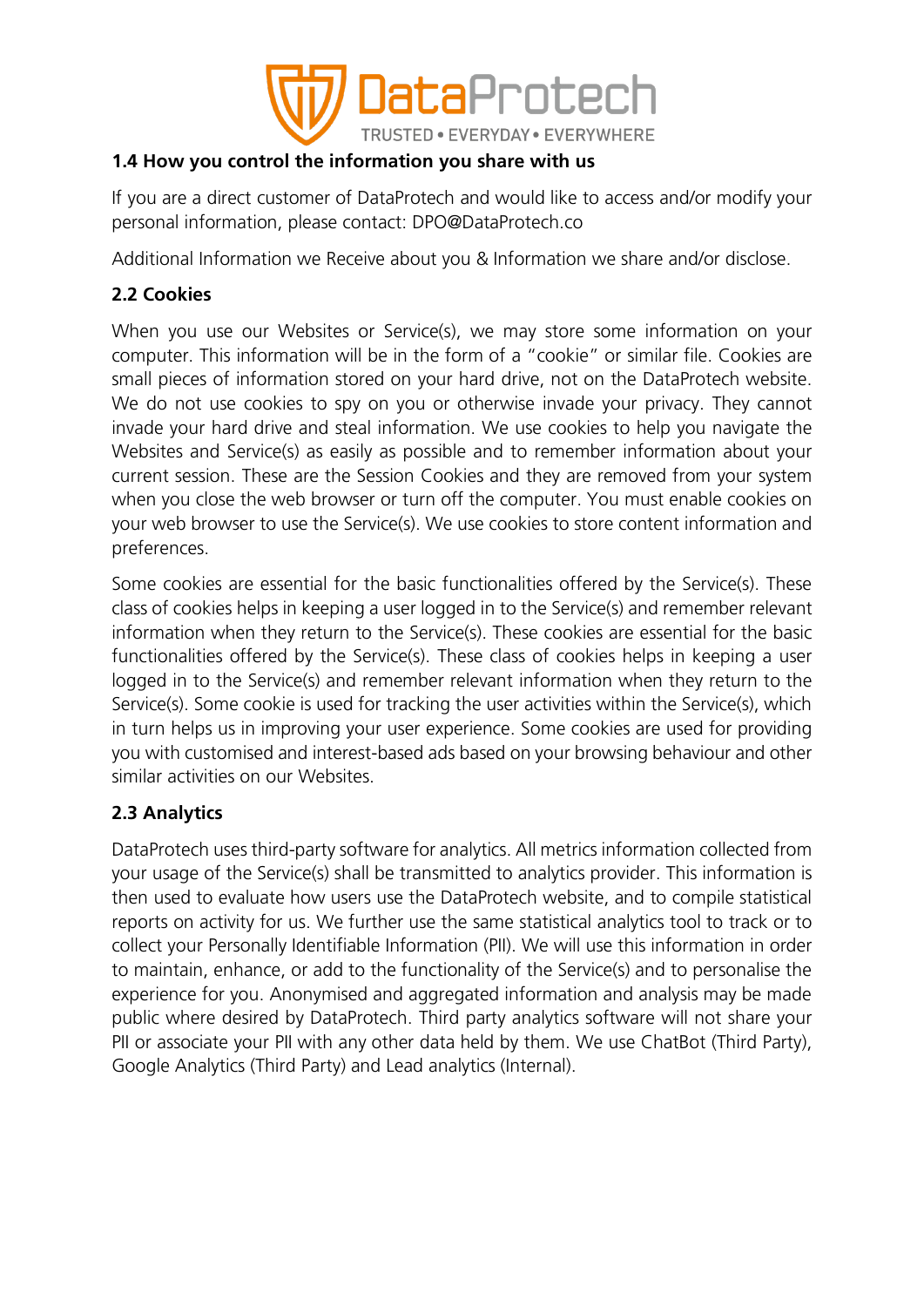### 1.4 How you control the information you share with us

If you are a direct customer of DataProtech and would like to access and/or modify your personal information, please contact: DPO@DataProtech.co

Additional Information we Receive about you & Information we share and/or disclose.

### 2.2 Cookies

When you use our Websites or Service(s), we may store some information on your computer. This information will be in the form of a "cookie" or similar file. Cookies are small pieces of information stored on your hard drive, not on the DataProtech website. We do not use cookies to spy on you or otherwise invade your privacy. They cannot invade your hard drive and steal information. We use cookies to help you navigate the Websites and Service(s) as easily as possible and to remember information about your current session. These are the Session Cookies and they are removed from your system when you close the web browser or turn off the computer. You must enable cookies on your web browser to use the Service(s). We use cookies to store content information and preferences.

Some cookies are essential for the basic functionalities offered by the Service(s). These class of cookies helps in keeping a user logged in to the Service(s) and remember relevant information when they return to the Service(s). These cookies are essential for the basic functionalities offered by the Service(s). These class of cookies helps in keeping a user logged in to the Service(s) and remember relevant information when they return to the Service(s). Some cookie is used for tracking the user activities within the Service(s), which in turn helps us in improving your user experience. Some cookies are used for providing you with customised and interest-based ads based on your browsing behaviour and other similar activities on our Websites.

### 2.3 Analytics

DataProtech uses third-party software for analytics. All metrics information collected from your usage of the Service(s) shall be transmitted to analytics provider. This information is then used to evaluate how users use the DataProtech website, and to compile statistical reports on activity for us. We further use the same statistical analytics tool to track or to collect your Personally Identifiable Information (PII). We will use this information in order to maintain, enhance, or add to the functionality of the Service(s) and to personalise the experience for you. Anonymised and aggregated information and analysis may be made public where desired by DataProtech. Third party analytics software will not share your PII or associate your PII with any other data held by them. We use ChatBot (Third Party), Google Analytics (Third Party) and Lead analytics (Internal).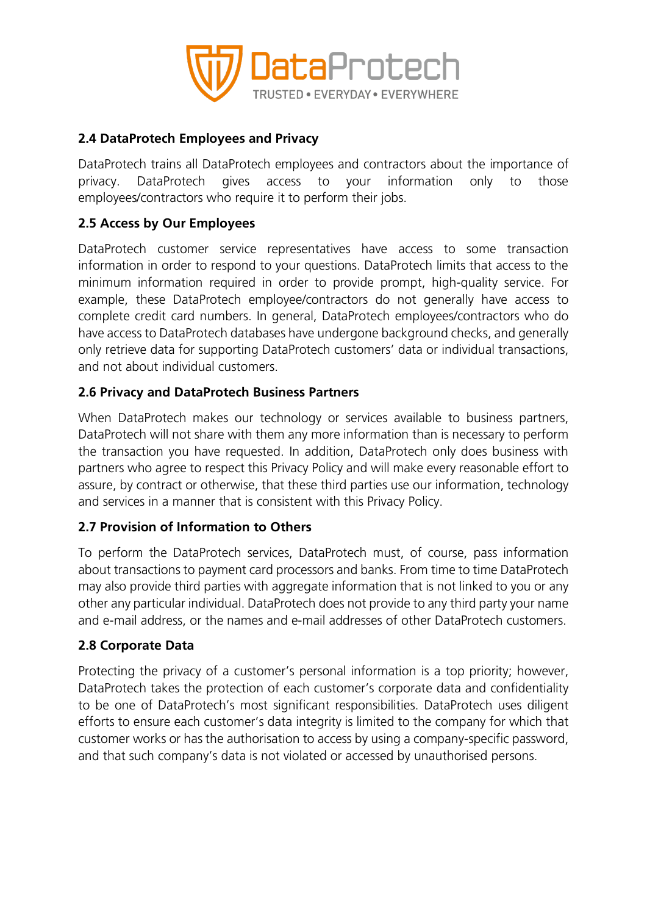## 2.4 DataProtech Employees and Privacy

DataProtech trains all DataProtech employees and contractors about the importance of privacy. DataProtech gives access to your information only to those employees/contractors who require it to perform their jobs.

## 2.5 Access by Our Employees

DataProtech customer service representatives have access to some transaction information in order to respond to your questions. DataProtech limits that access to the minimum information required in order to provide prompt, high-quality service. For example, these DataProtech employee/contractors do not generally have access to complete credit card numbers. In general, DataProtech employees/contractors who do have access to DataProtech databases have undergone background checks, and generally only retrieve data for supporting DataProtech customers' data or individual transactions, and not about individual customers.

## 2.6 Privacy and DataProtech Business Partners

When DataProtech makes our technology or services available to business partners, DataProtech will not share with them any more information than is necessary to perform the transaction you have requested. In addition, DataProtech only does business with partners who agree to respect this Privacy Policy and will make every reasonable effort to assure, by contract or otherwise, that these third parties use our information, technology and services in a manner that is consistent with this Privacy Policy.

## 2.7 Provision of Information to Others

To perform the DataProtech services, DataProtech must, of course, pass information about transactions to payment card processors and banks. From time to time DataProtech may also provide third parties with aggregate information that is not linked to you or any other any particular individual. DataProtech does not provide to any third party your name and e-mail address, or the names and e-mail addresses of other DataProtech customers.

## 2.8 Corporate Data

Protecting the privacy of a customer's personal information is a top priority; however, DataProtech takes the protection of each customer's corporate data and confidentiality to be one of DataProtech's most significant responsibilities. DataProtech uses diligent efforts to ensure each customer's data integrity is limited to the company for which that customer works or has the authorisation to access by using a company-specific password, and that such company's data is not violated or accessed by unauthorised persons.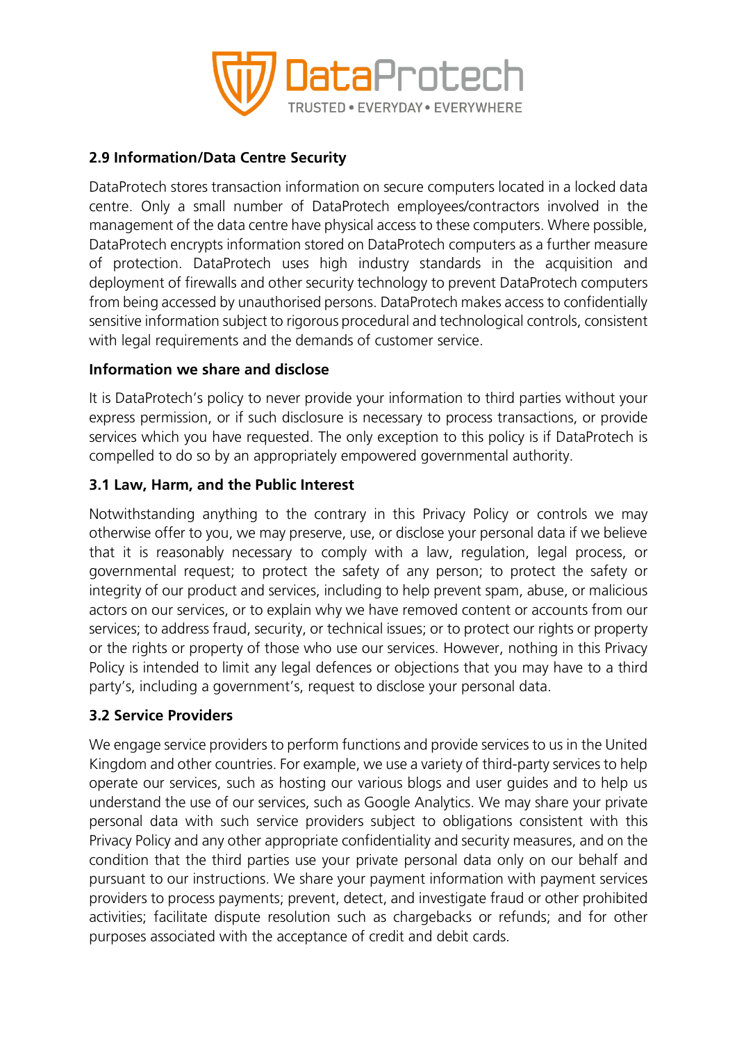## 2.9 Information/Data Centre Security

DataProtech stores transaction information on secure computers located in a locked data centre. Only a small number of DataProtech employees/contractors involved in the management of the data centre have physical access to these computers. Where possible, DataProtech encrypts information stored on DataProtech computers as a further measure of protection. DataProtech uses high industry standards in the acquisition and deployment of firewalls and other security technology to prevent DataProtech computers from being accessed by unauthorised persons. DataProtech makes access to confidentially sensitive information subject to rigorous procedural and technological controls, consistent with legal requirements and the demands of customer service.

## Information we share and disclose

It is DataProtech's policy to never provide your information to third parties without your express permission, or if such disclosure is necessary to process transactions, or provide services which you have requested. The only exception to this policy is if DataProtech is compelled to do so by an appropriately empowered governmental authority.

## 3.1 Law, Harm, and the Public Interest

Notwithstanding anything to the contrary in this Privacy Policy or controls we may otherwise offer to you, we may preserve, use, or disclose your personal data if we believe that it is reasonably necessary to comply with a law, regulation, legal process, or governmental request; to protect the safety of any person; to protect the safety or integrity of our product and services, including to help prevent spam, abuse, or malicious actors on our services, or to explain why we have removed content or accounts from our services; to address fraud, security, or technical issues; or to protect our rights or property or the rights or property of those who use our services. However, nothing in this Privacy Policy is intended to limit any legal defences or objections that you may have to a third party's, including a government's, request to disclose your personal data.

## 3.2 Service Providers

We engage service providers to perform functions and provide services to us in the United Kingdom and other countries. For example, we use a variety of third-party services to help operate our services, such as hosting our various blogs and user guides and to help us understand the use of our services, such as Google Analytics. We may share your private personal data with such service providers subject to obligations consistent with this Privacy Policy and any other appropriate confidentiality and security measures, and on the condition that the third parties use your private personal data only on our behalf and pursuant to our instructions. We share your payment information with payment services providers to process payments; prevent, detect, and investigate fraud or other prohibited activities; facilitate dispute resolution such as chargebacks or refunds; and for other purposes associated with the acceptance of credit and debit cards.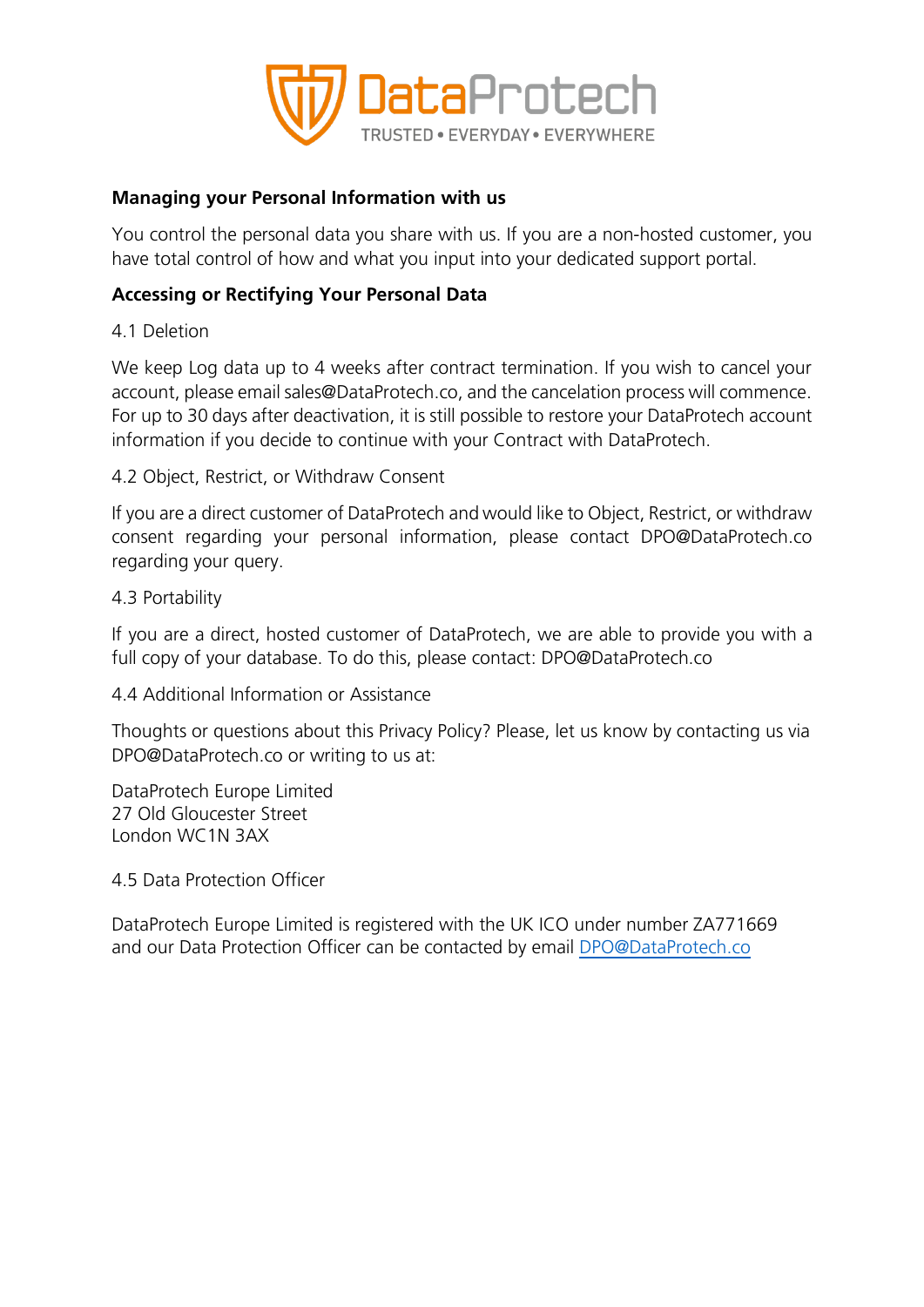## Managing your Personal Information with us

You control the personal data you share with us. If you are a non-hosted customer, you have total control of how and what you input into your dedicated support portal.

## Accessing or Rectifying Your Personal Data

4.1 Deletion

We keep Log data up to 4 weeks after contract termination. If you wish to cancel your account, please email sales@DataProtech.co, and the cancelation process will commence. For up to 30 days after deactivation, it is still possible to restore your DataProtech account information if you decide to continue with your Contract with DataProtech.

4.2 Object, Restrict, or Withdraw Consent

If you are a direct customer of DataProtech and would like to Object, Restrict, or withdraw consent regarding your personal information, please contact DPO@DataProtech.co regarding your query.

4.3 Portability

If you are a direct, hosted customer of DataProtech, we are able to provide you with a full copy of your database. To do this, please contact: DPO@DataProtech.co

4.4 Additional Information or Assistance

Thoughts or questions about this Privacy Policy? Please, let us know by contacting us via DPO@DataProtech.co or writing to us at:

DataProtech Europe Limited
27 Old Gloucester Street
London WC1N 3AX

4.5 Data Protection Officer

DataProtech Europe Limited is registered with the UK ICO under number ZA771669 and our Data Protection Officer can be contacted by email DPO@DataProtech.co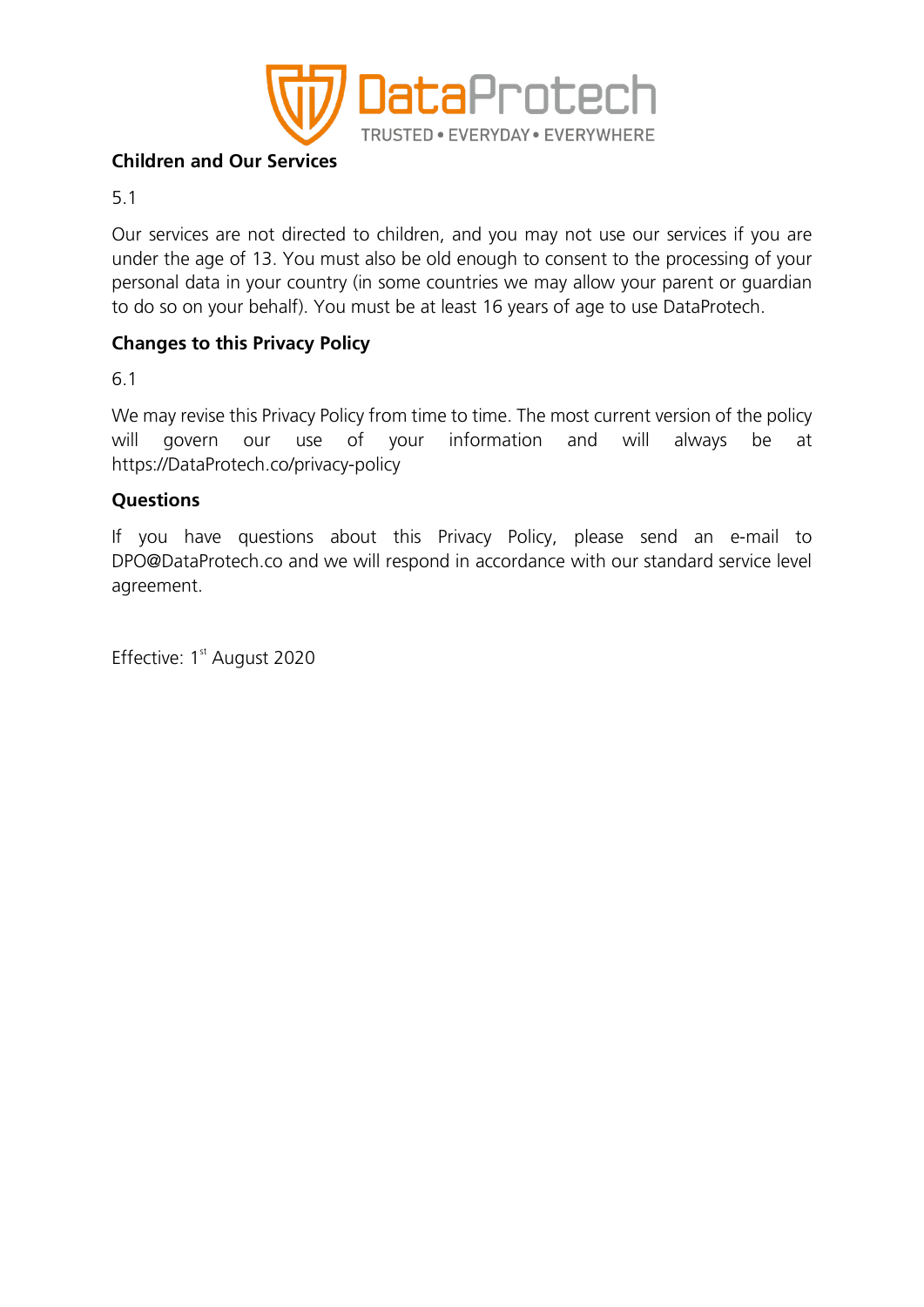## Children and Our Services

5.1

Our services are not directed to children, and you may not use our services if you are under the age of 13. You must also be old enough to consent to the processing of your personal data in your country (in some countries we may allow your parent or guardian to do so on your behalf). You must be at least 16 years of age to use DataProtech.

## Changes to this Privacy Policy

6.1

We may revise this Privacy Policy from time to time. The most current version of the policy will govern our use of your information and will always be at https://DataProtech.co/privacy-policy

## Questions

If you have questions about this Privacy Policy, please send an e-mail to DPO@DataProtech.co and we will respond in accordance with our standard service level agreement.

Effective: 1st August 2020